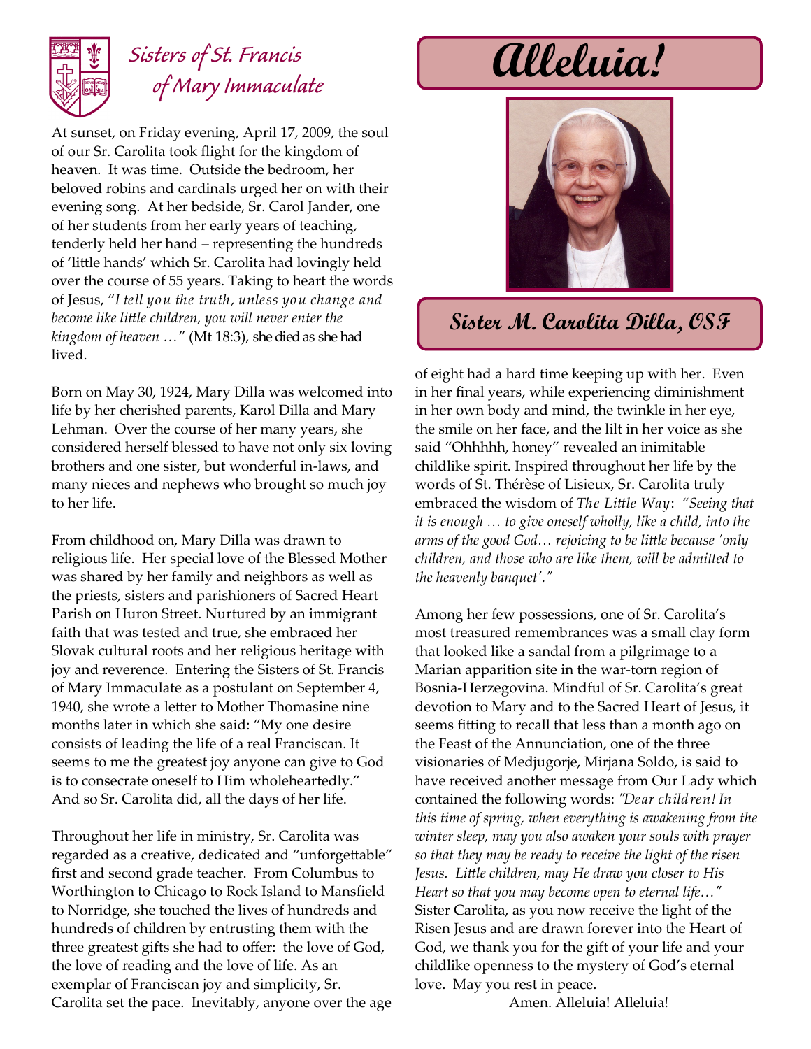# Sisters of St. Francis of Mary Immaculate

# Alleluia!

## Sister M. Carolita Dilla, OSF

At sunset, on Friday evening, April 17, 2009, the soul of our Sr. Carolita took flight for the kingdom of heaven. It was time. Outside the bedroom, her beloved robins and cardinals urged her on with their evening song. At her bedside, Sr. Carol Jander, one of her students from her early years of teaching, tenderly held her hand – representing the hundreds of 'little hands' which Sr. Carolita had lovingly held over the course of 55 years. Taking to heart the words of Jesus, "*I tell you the truth, unless you change and become like little children, you will never enter the kingdom of heaven …*" (Mt 18:3), she died as she had lived.

Born on May 30, 1924, Mary Dilla was welcomed into life by her cherished parents, Karol Dilla and Mary Lehman. Over the course of her many years, she considered herself blessed to have not only six loving brothers and one sister, but wonderful in-laws, and many nieces and nephews who brought so much joy to her life.

From childhood on, Mary Dilla was drawn to religious life. Her special love of the Blessed Mother was shared by her family and neighbors as well as the priests, sisters and parishioners of Sacred Heart Parish on Huron Street. Nurtured by an immigrant faith that was tested and true, she embraced her Slovak cultural roots and her religious heritage with joy and reverence. Entering the Sisters of St. Francis of Mary Immaculate as a postulant on September 4, 1940, she wrote a letter to Mother Thomasine nine months later in which she said: "My one desire consists of leading the life of a real Franciscan. It seems to me the greatest joy anyone can give to God is to consecrate oneself to Him wholeheartedly." And so Sr. Carolita did, all the days of her life.

Throughout her life in ministry, Sr. Carolita was regarded as a creative, dedicated and "unforgettable" first and second grade teacher. From Columbus to Worthington to Chicago to Rock Island to Mansfield to Norridge, she touched the lives of hundreds and hundreds of children by entrusting them with the three greatest gifts she had to offer: the love of God, the love of reading and the love of life. As an exemplar of Franciscan joy and simplicity, Sr. Carolita set the pace. Inevitably, anyone over the age of eight had a hard time keeping up with her. Even in her final years, while experiencing diminishment in her own body and mind, the twinkle in her eye, the smile on her face, and the lilt in her voice as she said "Ohhhhh, honey" revealed an inimitable childlike spirit. Inspired throughout her life by the words of St. Thérèse of Lisieux, Sr. Carolita truly embraced the wisdom of *The Little Way*: *"Seeing that it is enough … to give oneself wholly, like a child, into the arms of the good God… rejoicing to be little because 'only children, and those who are like them, will be admitted to the heavenly banquet'."*

Among her few possessions, one of Sr. Carolita's most treasured remembrances was a small clay form that looked like a sandal from a pilgrimage to a Marian apparition site in the war-torn region of Bosnia-Herzegovina. Mindful of Sr. Carolita's great devotion to Mary and to the Sacred Heart of Jesus, it seems fitting to recall that less than a month ago on the Feast of the Annunciation, one of the three visionaries of Medjugorje, Mirjana Soldo, is said to have received another message from Our Lady which contained the following words: *"Dear children! In this time of spring, when everything is awakening from the winter sleep, may you also awaken your souls with prayer so that they may be ready to receive the light of the risen Jesus. Little children, may He draw you closer to His Heart so that you may become open to eternal life…"* Sister Carolita, as you now receive the light of the Risen Jesus and are drawn forever into the Heart of God, we thank you for the gift of your life and your childlike openness to the mystery of God's eternal love. May you rest in peace.

Amen. Alleluia! Alleluia!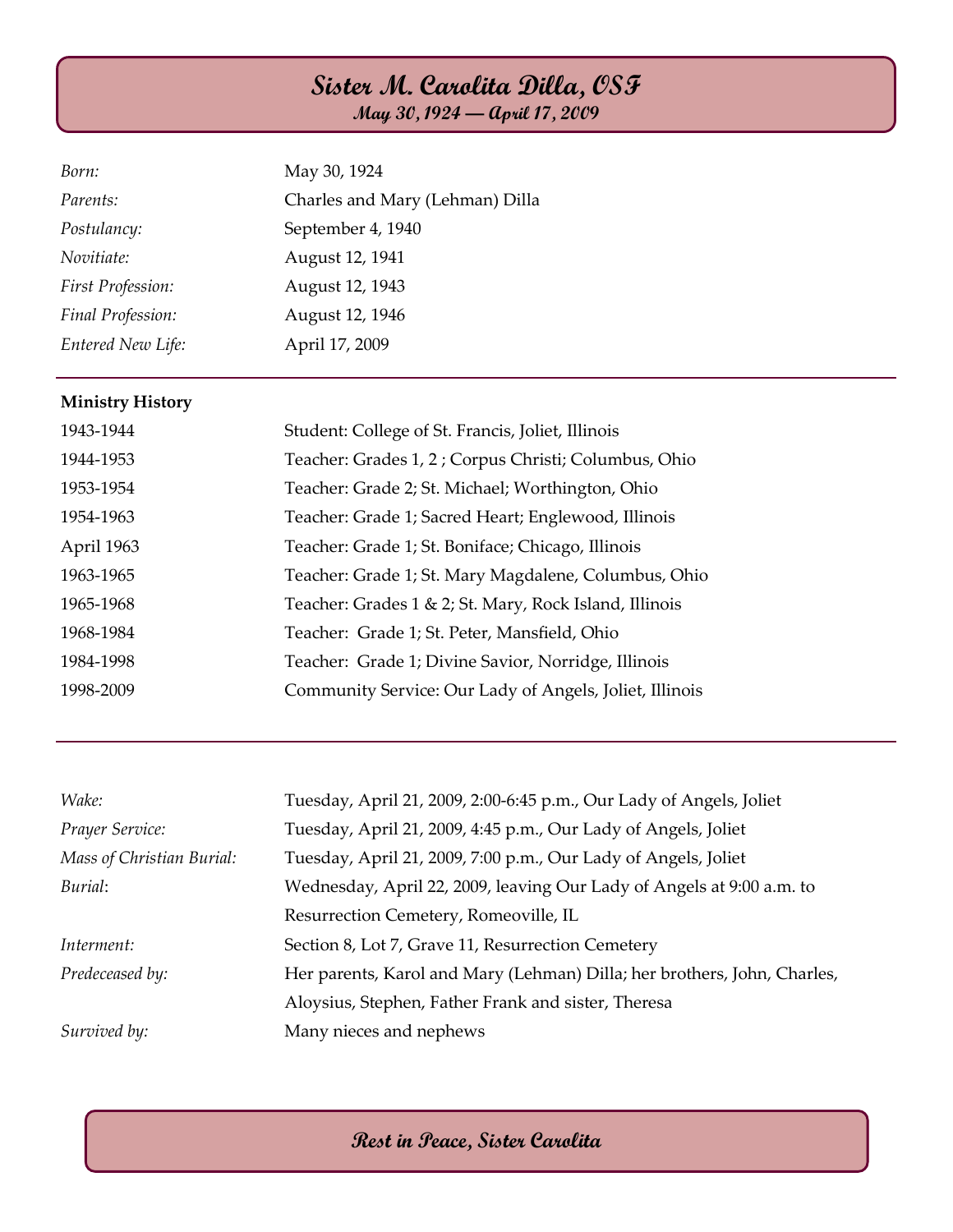# Sister M. Carolita Dilla, OSF

**May 30, 1924 — April 17, 2009**

| | |
|---|---|
| *Born:* | May 30, 1924 |
| *Parents:* | Charles and Mary (Lehman) Dilla |
| *Postulancy:* | September 4, 1940 |
| *Novitiate:* | August 12, 1941 |
| *First Profession:* | August 12, 1943 |
| *Final Profession:* | August 12, 1946 |
| *Entered New Life:* | April 17, 2009 |

**Ministry History**

| | |
|---|---|
| 1943-1944 | Student: College of St. Francis, Joliet, Illinois |
| 1944-1953 | Teacher: Grades 1, 2 ; Corpus Christi; Columbus, Ohio |
| 1953-1954 | Teacher: Grade 2; St. Michael; Worthington, Ohio |
| 1954-1963 | Teacher: Grade 1; Sacred Heart; Englewood, Illinois |
| April 1963 | Teacher: Grade 1; St. Boniface; Chicago, Illinois |
| 1963-1965 | Teacher: Grade 1; St. Mary Magdalene, Columbus, Ohio |
| 1965-1968 | Teacher: Grades 1 & 2; St. Mary, Rock Island, Illinois |
| 1968-1984 | Teacher: Grade 1; St. Peter, Mansfield, Ohio |
| 1984-1998 | Teacher: Grade 1; Divine Savior, Norridge, Illinois |
| 1998-2009 | Community Service: Our Lady of Angels, Joliet, Illinois |

| | |
|---|---|
| *Wake:* | Tuesday, April 21, 2009, 2:00-6:45 p.m., Our Lady of Angels, Joliet |
| *Prayer Service:* | Tuesday, April 21, 2009, 4:45 p.m., Our Lady of Angels, Joliet |
| *Mass of Christian Burial:* | Tuesday, April 21, 2009, 7:00 p.m., Our Lady of Angels, Joliet |
| *Burial:* | Wednesday, April 22, 2009, leaving Our Lady of Angels at 9:00 a.m. to Resurrection Cemetery, Romeoville, IL |
| *Interment:* | Section 8, Lot 7, Grave 11, Resurrection Cemetery |
| *Predeceased by:* | Her parents, Karol and Mary (Lehman) Dilla; her brothers, John, Charles, Aloysius, Stephen, Father Frank and sister, Theresa |
| *Survived by:* | Many nieces and nephews |

**Rest in Peace, Sister Carolita**